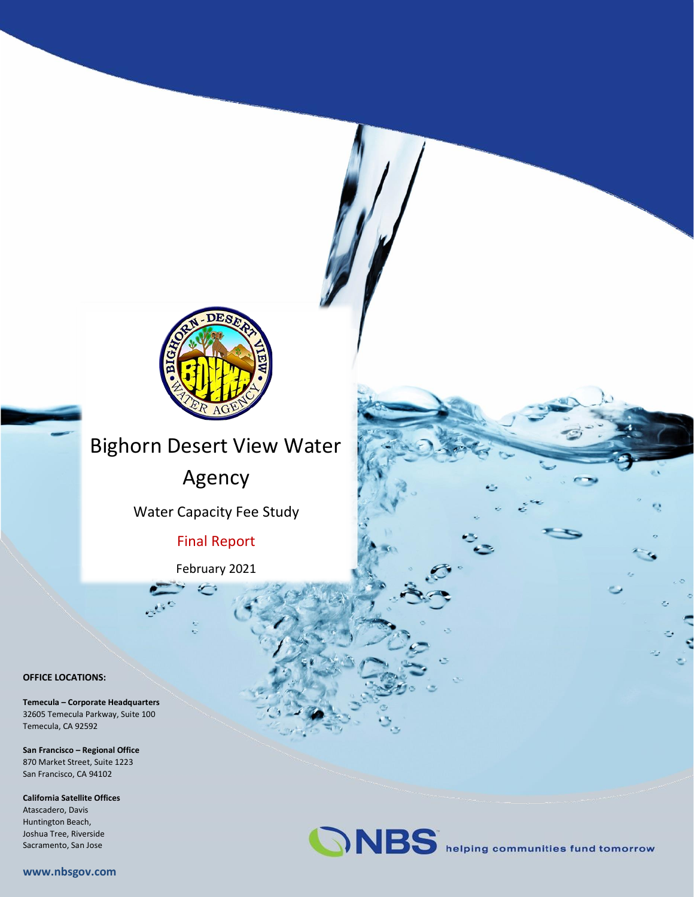# Bighorn Desert View Water Agency

## Water Capacity Fee Study

Final Report

February 2021

**OFFICE LOCATIONS:**

**Temecula – Corporate Headquarters**
32605 Temecula Parkway, Suite 100
Temecula, CA 92592

**San Francisco – Regional Office**
870 Market Street, Suite 1223
San Francisco, CA 94102

**California Satellite Offices**
Atascadero, Davis
Huntington Beach,
Joshua Tree, Riverside
Sacramento, San Jose

**www.nbsgov.com**

NBS helping communities fund tomorrow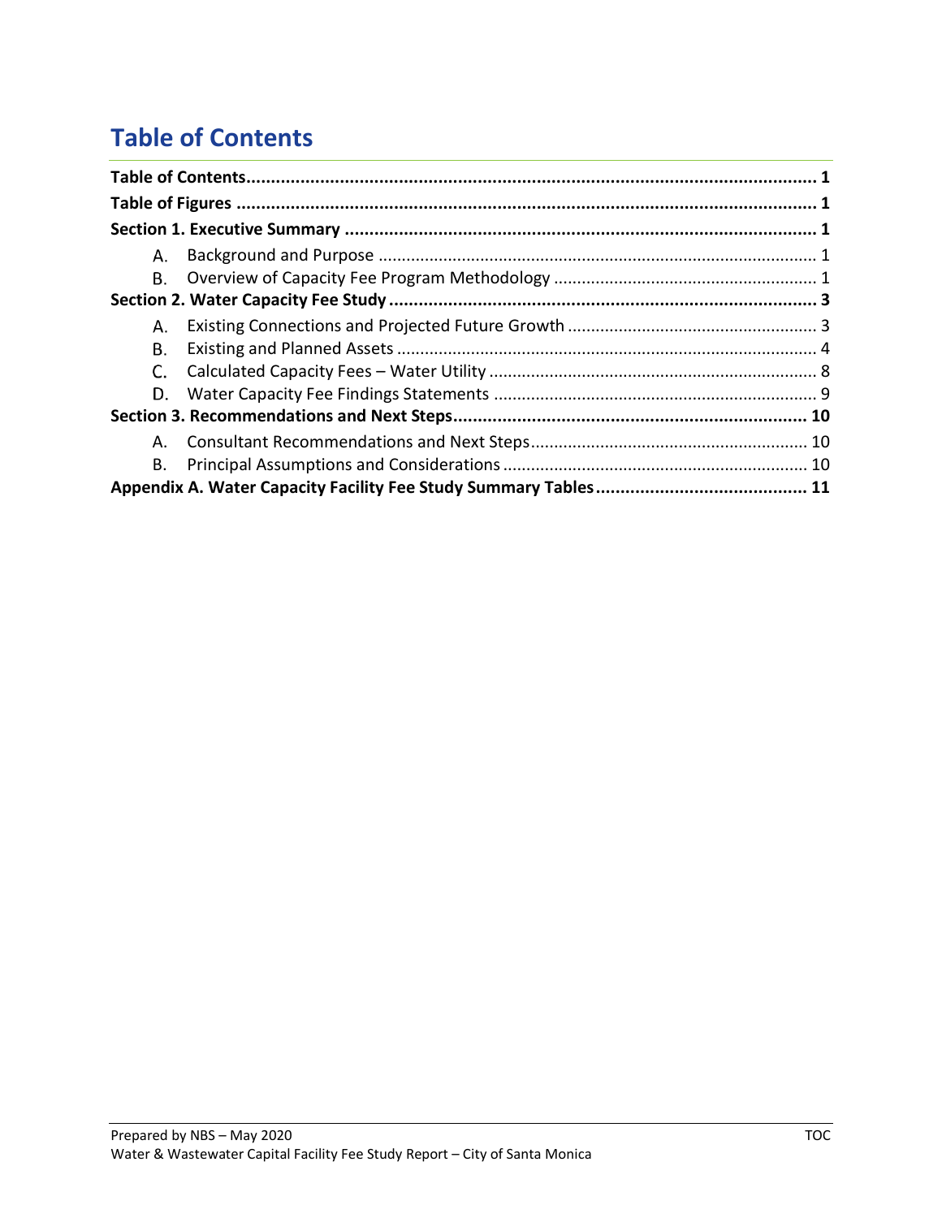# Table of Contents

**Table of Contents** ........................................................................................................ **1**

**Table of Figures** ............................................................................................................ **1**

**Section 1. Executive Summary** ...................................................................................... **1**

A. Background and Purpose ............................................................................................ 1

B. Overview of Capacity Fee Program Methodology ........................................................ 1

**Section 2. Water Capacity Fee Study** ............................................................................. **3**

A. Existing Connections and Projected Future Growth .................................................... 3

B. Existing and Planned Assets ......................................................................................... 4

C. Calculated Capacity Fees – Water Utility ..................................................................... 8

D. Water Capacity Fee Findings Statements .................................................................... 9

**Section 3. Recommendations and Next Steps** .............................................................. **10**

A. Consultant Recommendations and Next Steps ........................................................... 10

B. Principal Assumptions and Considerations ................................................................. 10

**Appendix A. Water Capacity Facility Fee Study Summary Tables** .................................. **11**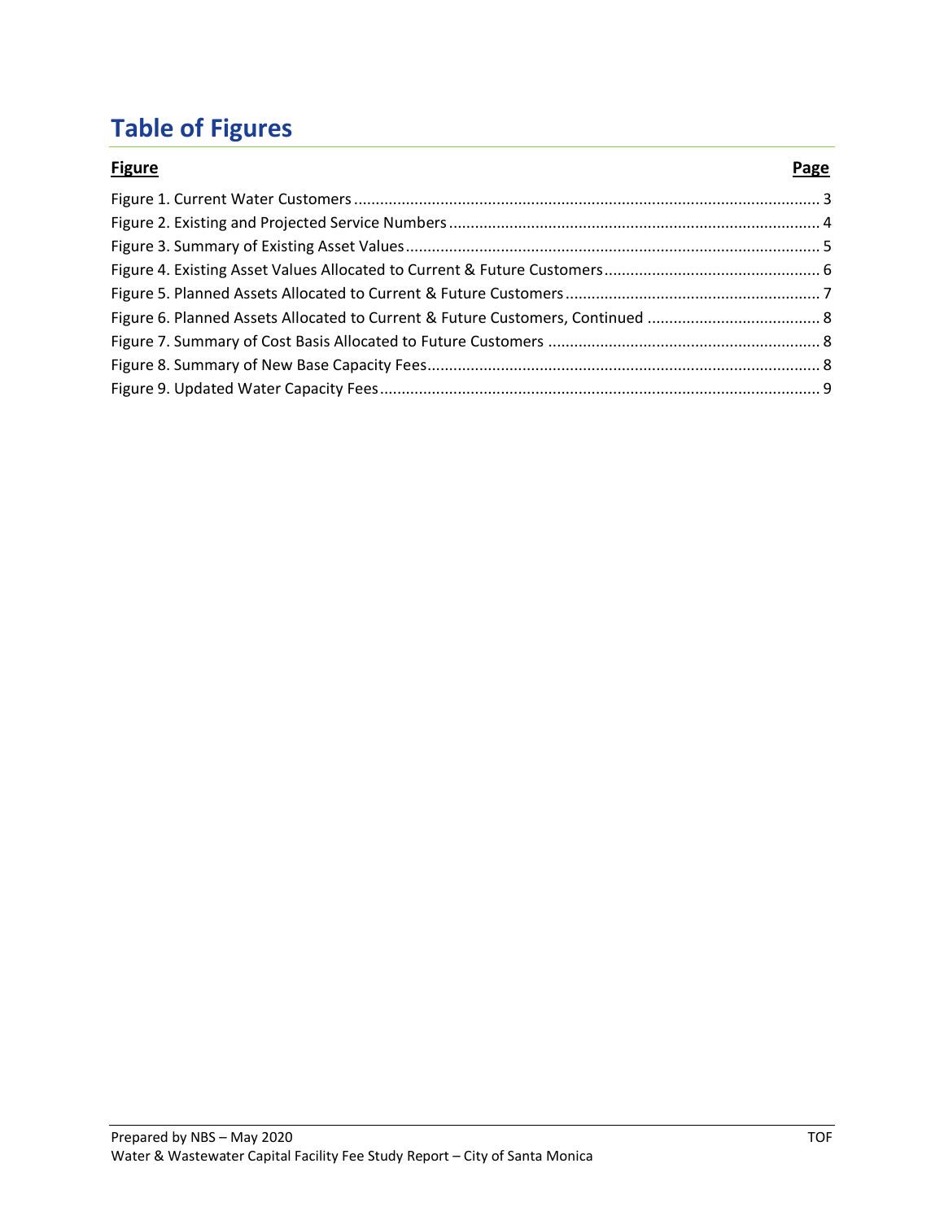# Table of Figures

| Figure | Page |
|---|---|
| Figure 1. Current Water Customers | 3 |
| Figure 2. Existing and Projected Service Numbers | 4 |
| Figure 3. Summary of Existing Asset Values | 5 |
| Figure 4. Existing Asset Values Allocated to Current & Future Customers | 6 |
| Figure 5. Planned Assets Allocated to Current & Future Customers | 7 |
| Figure 6. Planned Assets Allocated to Current & Future Customers, Continued | 8 |
| Figure 7. Summary of Cost Basis Allocated to Future Customers | 8 |
| Figure 8. Summary of New Base Capacity Fees | 8 |
| Figure 9. Updated Water Capacity Fees | 9 |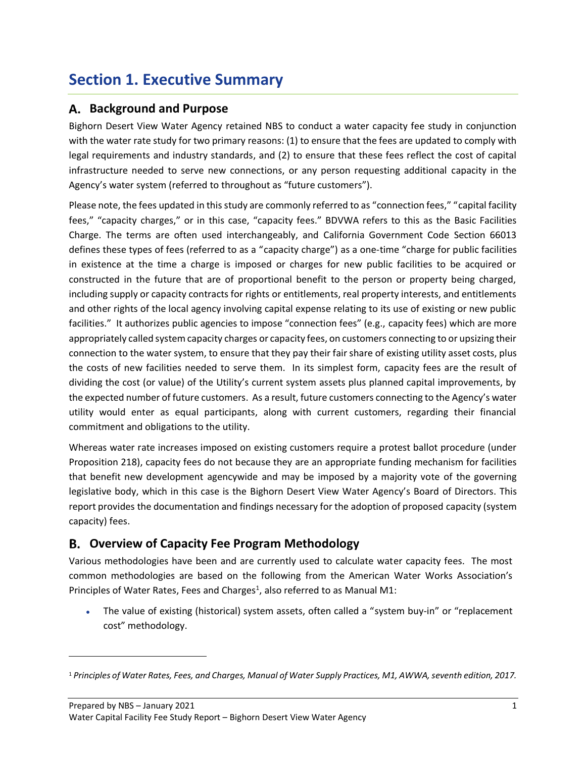# Section 1. Executive Summary

## A. Background and Purpose

Bighorn Desert View Water Agency retained NBS to conduct a water capacity fee study in conjunction with the water rate study for two primary reasons: (1) to ensure that the fees are updated to comply with legal requirements and industry standards, and (2) to ensure that these fees reflect the cost of capital infrastructure needed to serve new connections, or any person requesting additional capacity in the Agency's water system (referred to throughout as "future customers").

Please note, the fees updated in this study are commonly referred to as "connection fees," "capital facility fees," "capacity charges," or in this case, "capacity fees." BDVWA refers to this as the Basic Facilities Charge. The terms are often used interchangeably, and California Government Code Section 66013 defines these types of fees (referred to as a "capacity charge") as a one-time "charge for public facilities in existence at the time a charge is imposed or charges for new public facilities to be acquired or constructed in the future that are of proportional benefit to the person or property being charged, including supply or capacity contracts for rights or entitlements, real property interests, and entitlements and other rights of the local agency involving capital expense relating to its use of existing or new public facilities." It authorizes public agencies to impose "connection fees" (e.g., capacity fees) which are more appropriately called system capacity charges or capacity fees, on customers connecting to or upsizing their connection to the water system, to ensure that they pay their fair share of existing utility asset costs, plus the costs of new facilities needed to serve them. In its simplest form, capacity fees are the result of dividing the cost (or value) of the Utility's current system assets plus planned capital improvements, by the expected number of future customers. As a result, future customers connecting to the Agency's water utility would enter as equal participants, along with current customers, regarding their financial commitment and obligations to the utility.

Whereas water rate increases imposed on existing customers require a protest ballot procedure (under Proposition 218), capacity fees do not because they are an appropriate funding mechanism for facilities that benefit new development agencywide and may be imposed by a majority vote of the governing legislative body, which in this case is the Bighorn Desert View Water Agency's Board of Directors. This report provides the documentation and findings necessary for the adoption of proposed capacity (system capacity) fees.

## B. Overview of Capacity Fee Program Methodology

Various methodologies have been and are currently used to calculate water capacity fees. The most common methodologies are based on the following from the American Water Works Association's Principles of Water Rates, Fees and Charges[1], also referred to as Manual M1:

- The value of existing (historical) system assets, often called a "system buy-in" or "replacement cost" methodology.

[1] *Principles of Water Rates, Fees, and Charges, Manual of Water Supply Practices, M1, AWWA, seventh edition, 2017.*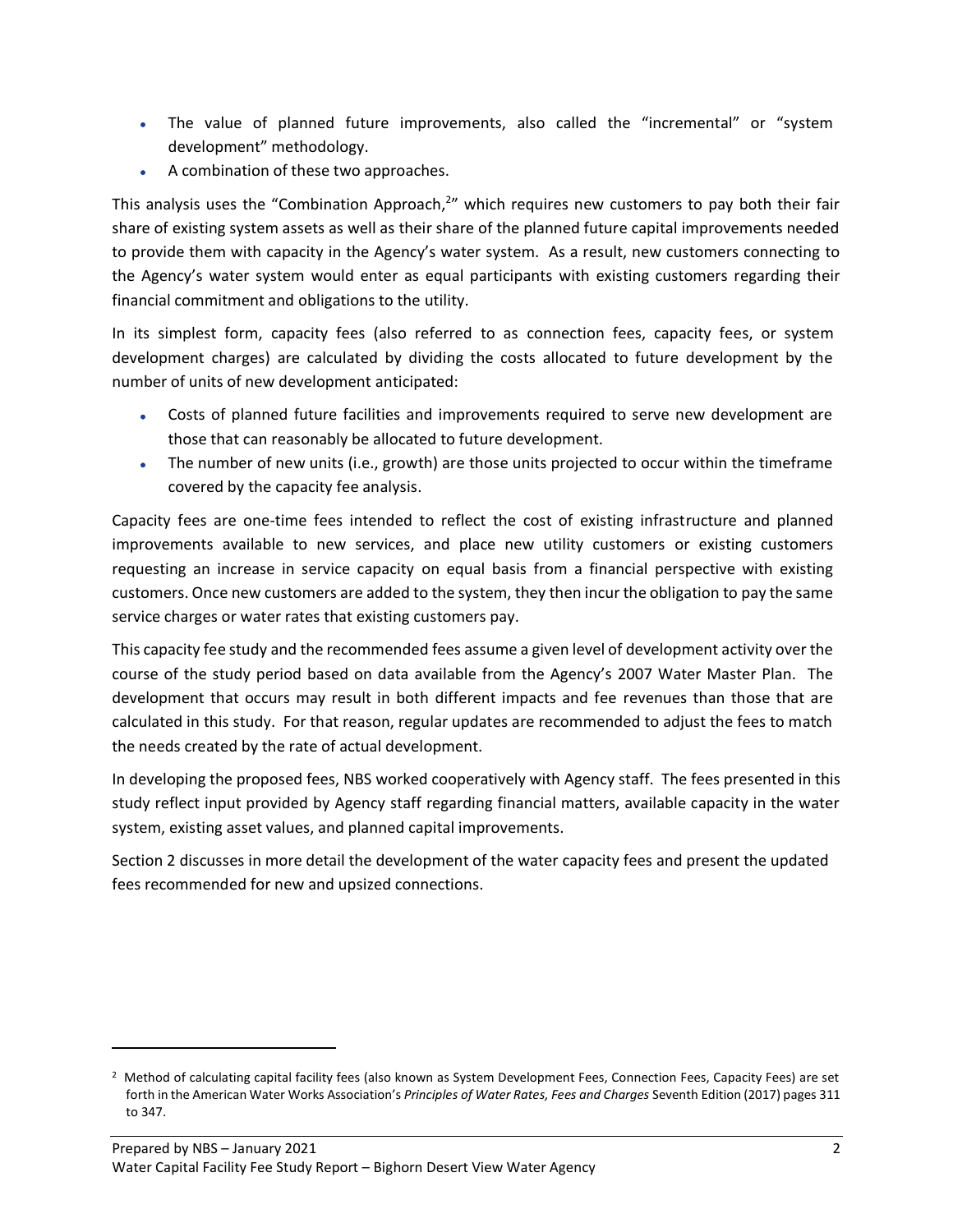- The value of planned future improvements, also called the "incremental" or "system development" methodology.
- A combination of these two approaches.

This analysis uses the "Combination Approach,[2]" which requires new customers to pay both their fair share of existing system assets as well as their share of the planned future capital improvements needed to provide them with capacity in the Agency's water system. As a result, new customers connecting to the Agency's water system would enter as equal participants with existing customers regarding their financial commitment and obligations to the utility.

In its simplest form, capacity fees (also referred to as connection fees, capacity fees, or system development charges) are calculated by dividing the costs allocated to future development by the number of units of new development anticipated:

- Costs of planned future facilities and improvements required to serve new development are those that can reasonably be allocated to future development.
- The number of new units (i.e., growth) are those units projected to occur within the timeframe covered by the capacity fee analysis.

Capacity fees are one-time fees intended to reflect the cost of existing infrastructure and planned improvements available to new services, and place new utility customers or existing customers requesting an increase in service capacity on equal basis from a financial perspective with existing customers. Once new customers are added to the system, they then incur the obligation to pay the same service charges or water rates that existing customers pay.

This capacity fee study and the recommended fees assume a given level of development activity over the course of the study period based on data available from the Agency's 2007 Water Master Plan. The development that occurs may result in both different impacts and fee revenues than those that are calculated in this study. For that reason, regular updates are recommended to adjust the fees to match the needs created by the rate of actual development.

In developing the proposed fees, NBS worked cooperatively with Agency staff. The fees presented in this study reflect input provided by Agency staff regarding financial matters, available capacity in the water system, existing asset values, and planned capital improvements.

Section 2 discusses in more detail the development of the water capacity fees and present the updated fees recommended for new and upsized connections.

---

[2] Method of calculating capital facility fees (also known as System Development Fees, Connection Fees, Capacity Fees) are set forth in the American Water Works Association's *Principles of Water Rates, Fees and Charges* Seventh Edition (2017) pages 311 to 347.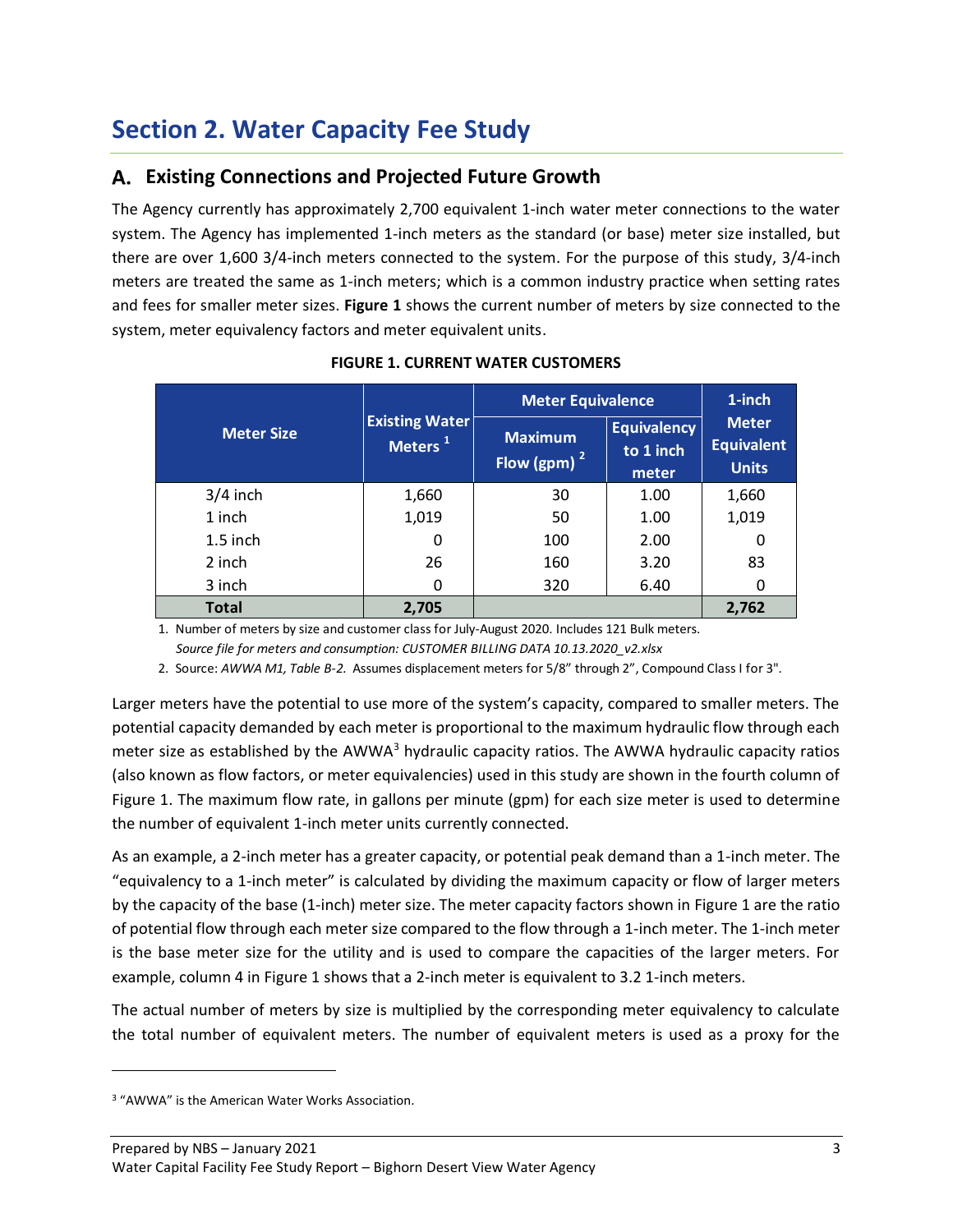# Section 2. Water Capacity Fee Study

## A. Existing Connections and Projected Future Growth

The Agency currently has approximately 2,700 equivalent 1-inch water meter connections to the water system. The Agency has implemented 1-inch meters as the standard (or base) meter size installed, but there are over 1,600 3/4-inch meters connected to the system. For the purpose of this study, 3/4-inch meters are treated the same as 1-inch meters; which is a common industry practice when setting rates and fees for smaller meter sizes. **Figure 1** shows the current number of meters by size connected to the system, meter equivalency factors and meter equivalent units.

**FIGURE 1. CURRENT WATER CUSTOMERS**

| Meter Size | Existing Water Meters [1] | Meter Equivalence | | 1-inch Meter Equivalent Units |
|---|---|---|---|---|
| | | Maximum Flow (gpm) [2] | Equivalency to 1 inch meter | |
| 3/4 inch | 1,660 | 30 | 1.00 | 1,660 |
| 1 inch | 1,019 | 50 | 1.00 | 1,019 |
| 1.5 inch | 0 | 100 | 2.00 | 0 |
| 2 inch | 26 | 160 | 3.20 | 83 |
| 3 inch | 0 | 320 | 6.40 | 0 |
| **Total** | **2,705** | | | **2,762** |

1. Number of meters by size and customer class for July-August 2020. Includes 121 Bulk meters. *Source file for meters and consumption: CUSTOMER BILLING DATA 10.13.2020_v2.xlsx*
2. Source: *AWWA M1, Table B-2.* Assumes displacement meters for 5/8" through 2", Compound Class I for 3".

Larger meters have the potential to use more of the system's capacity, compared to smaller meters. The potential capacity demanded by each meter is proportional to the maximum hydraulic flow through each meter size as established by the AWWA[3] hydraulic capacity ratios. The AWWA hydraulic capacity ratios (also known as flow factors, or meter equivalencies) used in this study are shown in the fourth column of Figure 1. The maximum flow rate, in gallons per minute (gpm) for each size meter is used to determine the number of equivalent 1-inch meter units currently connected.

As an example, a 2-inch meter has a greater capacity, or potential peak demand than a 1-inch meter. The "equivalency to a 1-inch meter" is calculated by dividing the maximum capacity or flow of larger meters by the capacity of the base (1-inch) meter size. The meter capacity factors shown in Figure 1 are the ratio of potential flow through each meter size compared to the flow through a 1-inch meter. The 1-inch meter is the base meter size for the utility and is used to compare the capacities of the larger meters. For example, column 4 in Figure 1 shows that a 2-inch meter is equivalent to 3.2 1-inch meters.

The actual number of meters by size is multiplied by the corresponding meter equivalency to calculate the total number of equivalent meters. The number of equivalent meters is used as a proxy for the

[3] "AWWA" is the American Water Works Association.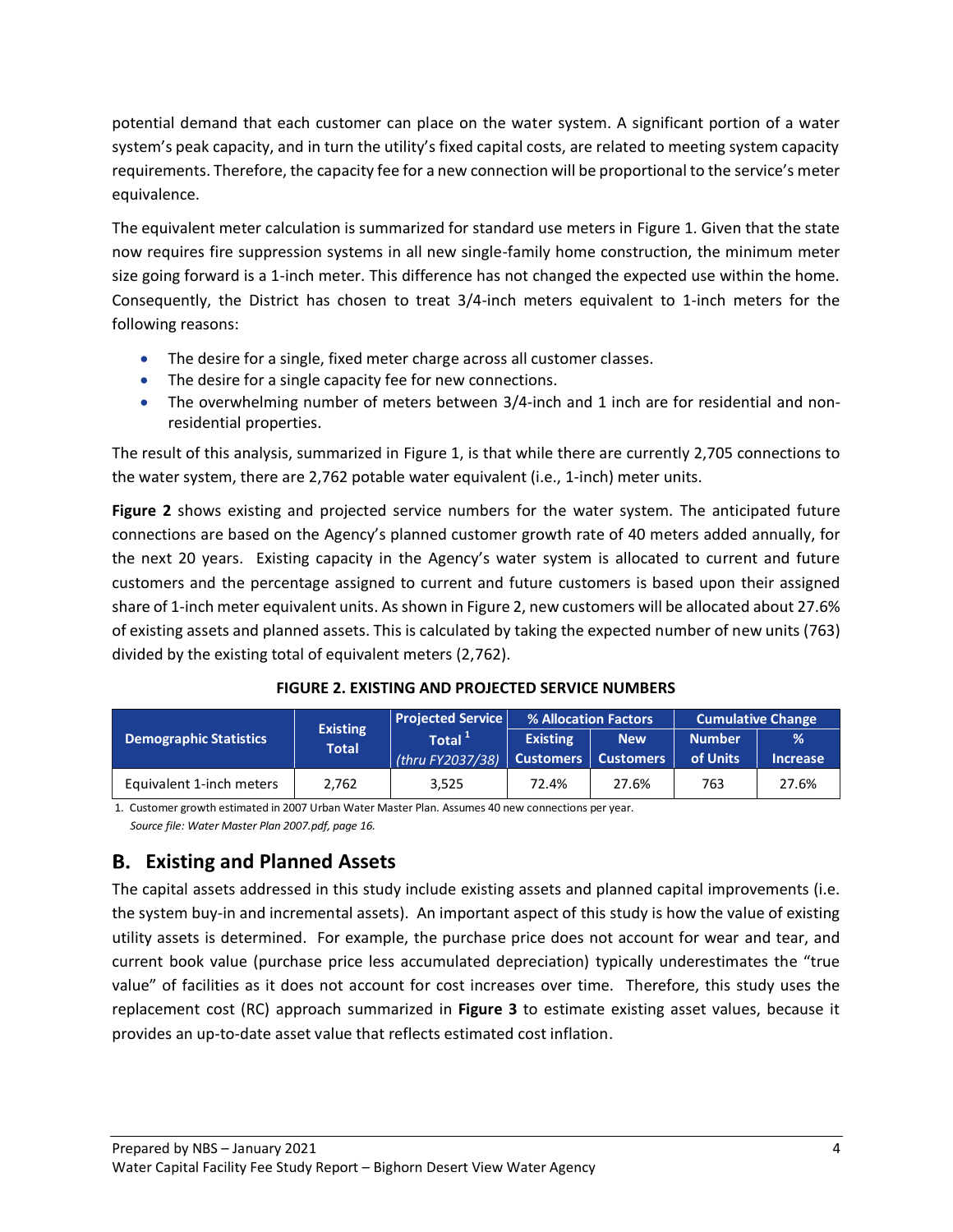potential demand that each customer can place on the water system. A significant portion of a water system's peak capacity, and in turn the utility's fixed capital costs, are related to meeting system capacity requirements. Therefore, the capacity fee for a new connection will be proportional to the service's meter equivalence.

The equivalent meter calculation is summarized for standard use meters in Figure 1. Given that the state now requires fire suppression systems in all new single-family home construction, the minimum meter size going forward is a 1-inch meter. This difference has not changed the expected use within the home. Consequently, the District has chosen to treat 3/4-inch meters equivalent to 1-inch meters for the following reasons:

- The desire for a single, fixed meter charge across all customer classes.
- The desire for a single capacity fee for new connections.
- The overwhelming number of meters between 3/4-inch and 1 inch are for residential and non-residential properties.

The result of this analysis, summarized in Figure 1, is that while there are currently 2,705 connections to the water system, there are 2,762 potable water equivalent (i.e., 1-inch) meter units.

**Figure 2** shows existing and projected service numbers for the water system. The anticipated future connections are based on the Agency's planned customer growth rate of 40 meters added annually, for the next 20 years. Existing capacity in the Agency's water system is allocated to current and future customers and the percentage assigned to current and future customers is based upon their assigned share of 1-inch meter equivalent units. As shown in Figure 2, new customers will be allocated about 27.6% of existing assets and planned assets. This is calculated by taking the expected number of new units (763) divided by the existing total of equivalent meters (2,762).

**FIGURE 2. EXISTING AND PROJECTED SERVICE NUMBERS**

| Demographic Statistics | Existing Total | Projected Service Total [1] *(thru FY2037/38)* | % Allocation Factors | | Cumulative Change | |
|---|---|---|---|---|---|---|
| | | | Existing Customers | New Customers | Number of Units | % Increase |
| Equivalent 1-inch meters | 2,762 | 3,525 | 72.4% | 27.6% | 763 | 27.6% |

1. Customer growth estimated in 2007 Urban Water Master Plan. Assumes 40 new connections per year.
*Source file: Water Master Plan 2007.pdf, page 16.*

## B. Existing and Planned Assets

The capital assets addressed in this study include existing assets and planned capital improvements (i.e. the system buy-in and incremental assets). An important aspect of this study is how the value of existing utility assets is determined. For example, the purchase price does not account for wear and tear, and current book value (purchase price less accumulated depreciation) typically underestimates the "true value" of facilities as it does not account for cost increases over time. Therefore, this study uses the replacement cost (RC) approach summarized in **Figure 3** to estimate existing asset values, because it provides an up-to-date asset value that reflects estimated cost inflation.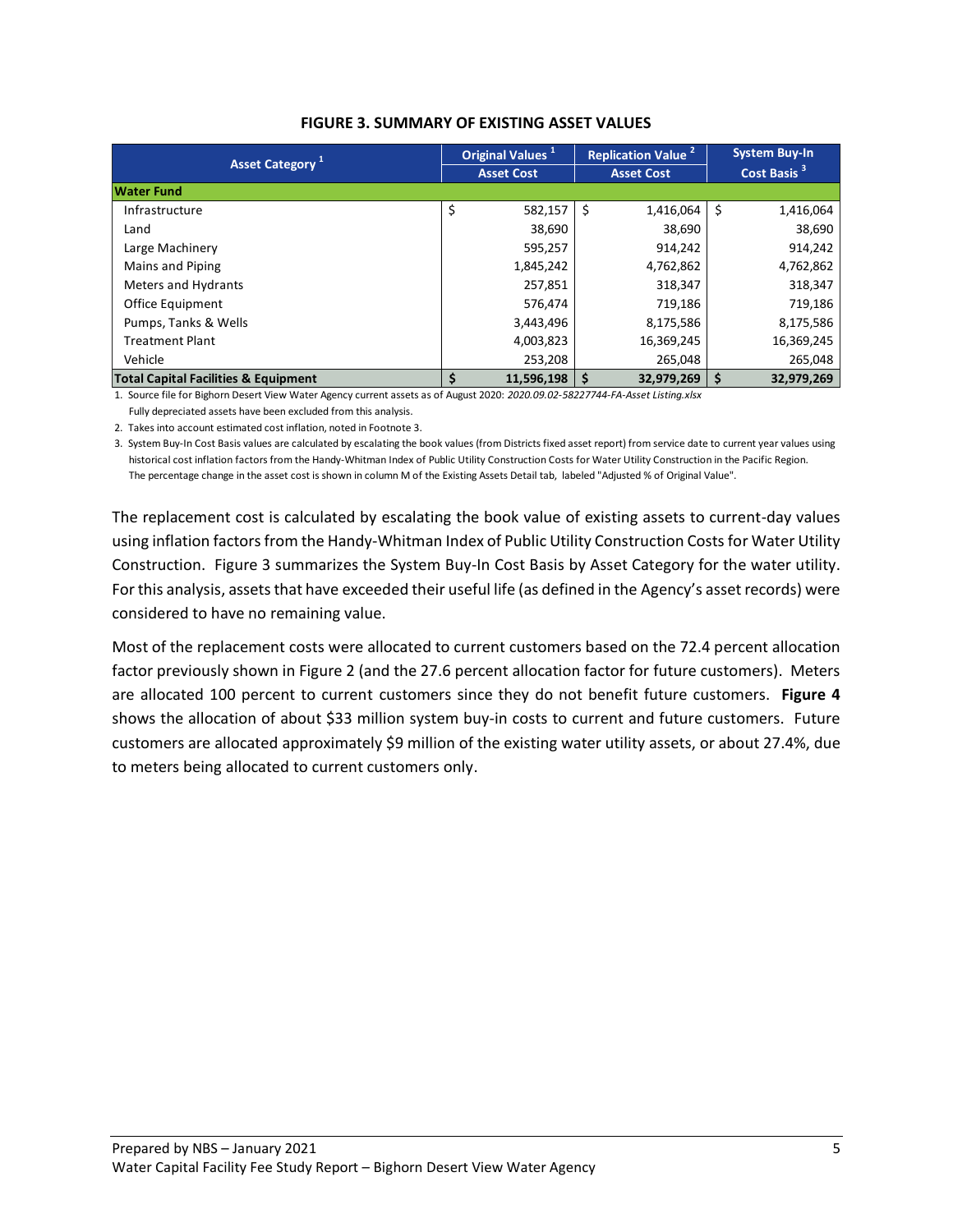**FIGURE 3. SUMMARY OF EXISTING ASSET VALUES**

| Asset Category [1] | Original Values [1] | Replication Value [2] | System Buy-In |
|---|---|---|---|
| | Asset Cost | Asset Cost | Cost Basis [3] |
| **Water Fund** | | | |
| Infrastructure | $ 582,157 | $ 1,416,064 | $ 1,416,064 |
| Land | 38,690 | 38,690 | 38,690 |
| Large Machinery | 595,257 | 914,242 | 914,242 |
| Mains and Piping | 1,845,242 | 4,762,862 | 4,762,862 |
| Meters and Hydrants | 257,851 | 318,347 | 318,347 |
| Office Equipment | 576,474 | 719,186 | 719,186 |
| Pumps, Tanks & Wells | 3,443,496 | 8,175,586 | 8,175,586 |
| Treatment Plant | 4,003,823 | 16,369,245 | 16,369,245 |
| Vehicle | 253,208 | 265,048 | 265,048 |
| **Total Capital Facilities & Equipment** | **$ 11,596,198** | **$ 32,979,269** | **$ 32,979,269** |

1. Source file for Bighorn Desert View Water Agency current assets as of August 2020: *2020.09.02-58227744-FA-Asset Listing.xlsx*
   Fully depreciated assets have been excluded from this analysis.
2. Takes into account estimated cost inflation, noted in Footnote 3.
3. System Buy-In Cost Basis values are calculated by escalating the book values (from Districts fixed asset report) from service date to current year values using historical cost inflation factors from the Handy-Whitman Index of Public Utility Construction Costs for Water Utility Construction in the Pacific Region. The percentage change in the asset cost is shown in column M of the Existing Assets Detail tab, labeled "Adjusted % of Original Value".

The replacement cost is calculated by escalating the book value of existing assets to current-day values using inflation factors from the Handy-Whitman Index of Public Utility Construction Costs for Water Utility Construction. Figure 3 summarizes the System Buy-In Cost Basis by Asset Category for the water utility. For this analysis, assets that have exceeded their useful life (as defined in the Agency's asset records) were considered to have no remaining value.

Most of the replacement costs were allocated to current customers based on the 72.4 percent allocation factor previously shown in Figure 2 (and the 27.6 percent allocation factor for future customers). Meters are allocated 100 percent to current customers since they do not benefit future customers. **Figure 4** shows the allocation of about $33 million system buy-in costs to current and future customers. Future customers are allocated approximately $9 million of the existing water utility assets, or about 27.4%, due to meters being allocated to current customers only.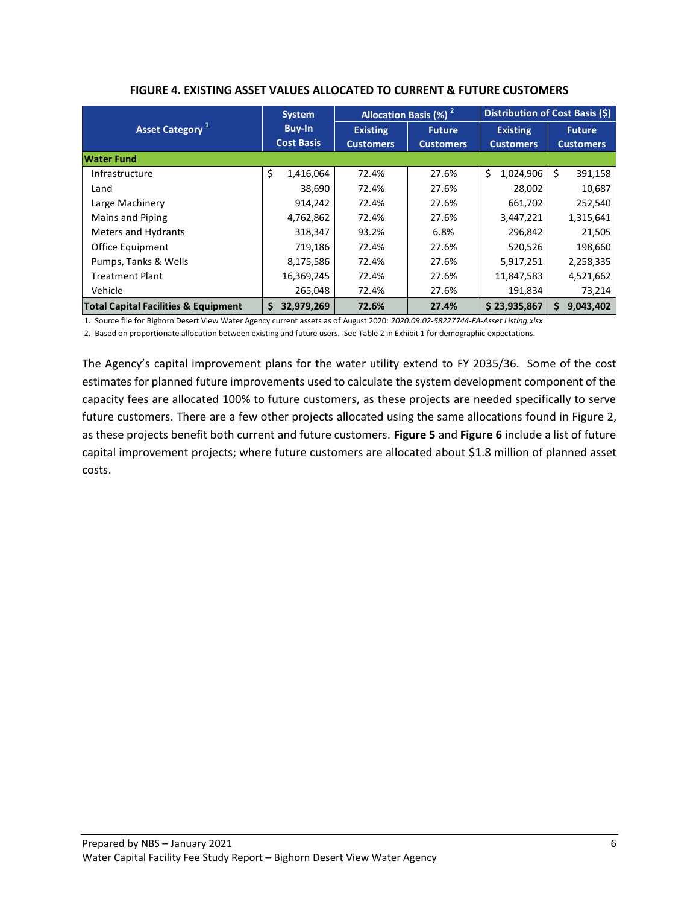**FIGURE 4. EXISTING ASSET VALUES ALLOCATED TO CURRENT & FUTURE CUSTOMERS**

| Asset Category [1] | System Buy-In Cost Basis | Allocation Basis (%) [2] | | Distribution of Cost Basis ($) | |
|---|---|---|---|---|---|
| | | Existing Customers | Future Customers | Existing Customers | Future Customers |
| **Water Fund** | | | | | |
| Infrastructure | $ 1,416,064 | 72.4% | 27.6% | $ 1,024,906 | $ 391,158 |
| Land | 38,690 | 72.4% | 27.6% | 28,002 | 10,687 |
| Large Machinery | 914,242 | 72.4% | 27.6% | 661,702 | 252,540 |
| Mains and Piping | 4,762,862 | 72.4% | 27.6% | 3,447,221 | 1,315,641 |
| Meters and Hydrants | 318,347 | 93.2% | 6.8% | 296,842 | 21,505 |
| Office Equipment | 719,186 | 72.4% | 27.6% | 520,526 | 198,660 |
| Pumps, Tanks & Wells | 8,175,586 | 72.4% | 27.6% | 5,917,251 | 2,258,335 |
| Treatment Plant | 16,369,245 | 72.4% | 27.6% | 11,847,583 | 4,521,662 |
| Vehicle | 265,048 | 72.4% | 27.6% | 191,834 | 73,214 |
| **Total Capital Facilities & Equipment** | **$ 32,979,269** | **72.6%** | **27.4%** | **$ 23,935,867** | **$ 9,043,402** |

1. Source file for Bighorn Desert View Water Agency current assets as of August 2020: *2020.09.02-58227744-FA-Asset Listing.xlsx*
2. Based on proportionate allocation between existing and future users. See Table 2 in Exhibit 1 for demographic expectations.

The Agency's capital improvement plans for the water utility extend to FY 2035/36. Some of the cost estimates for planned future improvements used to calculate the system development component of the capacity fees are allocated 100% to future customers, as these projects are needed specifically to serve future customers. There are a few other projects allocated using the same allocations found in Figure 2, as these projects benefit both current and future customers. **Figure 5** and **Figure 6** include a list of future capital improvement projects; where future customers are allocated about $1.8 million of planned asset costs.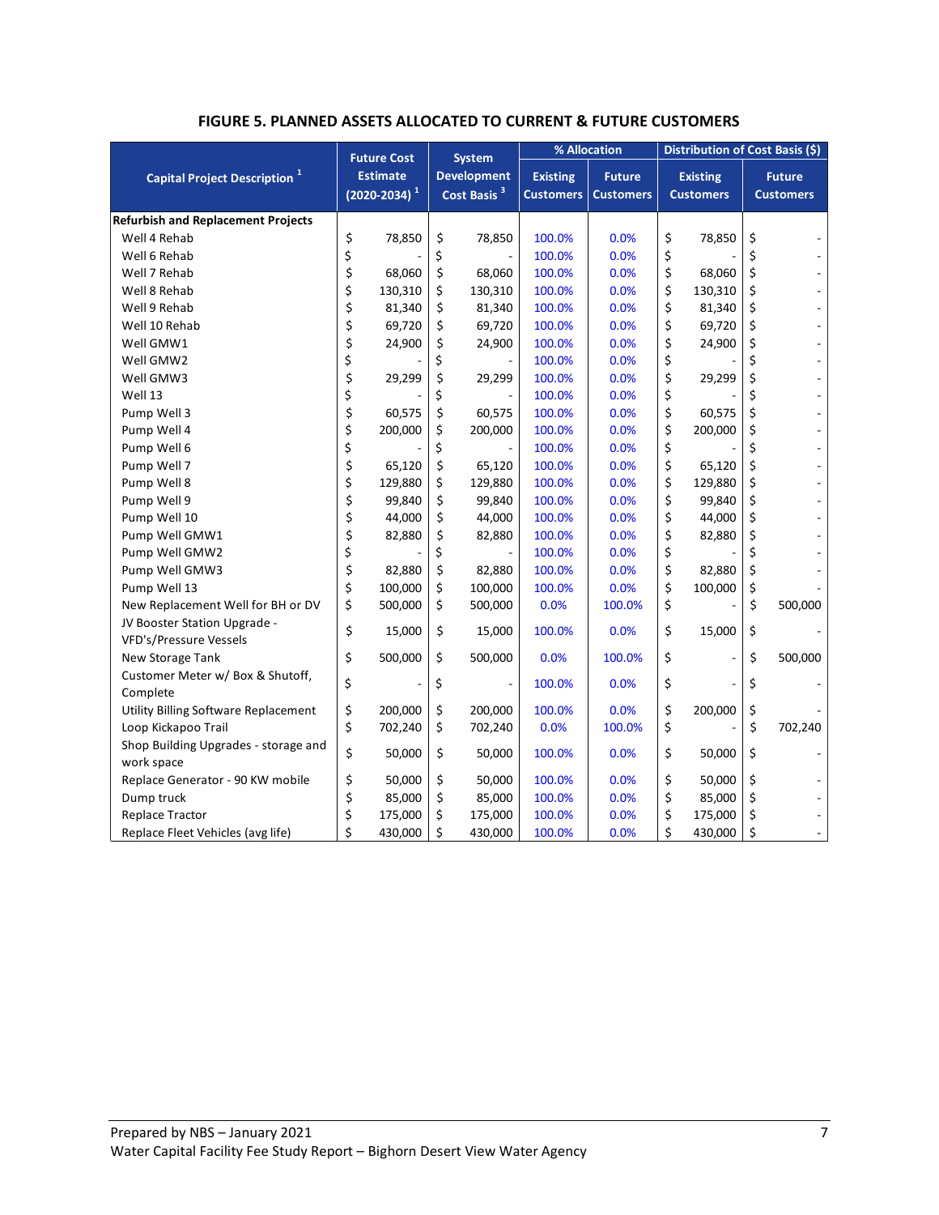## FIGURE 5. PLANNED ASSETS ALLOCATED TO CURRENT & FUTURE CUSTOMERS

| Capital Project Description [1] | Future Cost Estimate (2020-2034) [1] | System Development Cost Basis [3] | % Allocation | | Distribution of Cost Basis ($) | |
|---|---|---|---|---|---|---|
| | | | Existing Customers | Future Customers | Existing Customers | Future Customers |
| **Refurbish and Replacement Projects** | | | | | | |
| Well 4 Rehab | $ 78,850 | $ 78,850 | 100.0% | 0.0% | $ 78,850 | $ - |
| Well 6 Rehab | $ - | $ - | 100.0% | 0.0% | $ - | $ - |
| Well 7 Rehab | $ 68,060 | $ 68,060 | 100.0% | 0.0% | $ 68,060 | $ - |
| Well 8 Rehab | $ 130,310 | $ 130,310 | 100.0% | 0.0% | $ 130,310 | $ - |
| Well 9 Rehab | $ 81,340 | $ 81,340 | 100.0% | 0.0% | $ 81,340 | $ - |
| Well 10 Rehab | $ 69,720 | $ 69,720 | 100.0% | 0.0% | $ 69,720 | $ - |
| Well GMW1 | $ 24,900 | $ 24,900 | 100.0% | 0.0% | $ 24,900 | $ - |
| Well GMW2 | $ - | $ - | 100.0% | 0.0% | $ - | $ - |
| Well GMW3 | $ 29,299 | $ 29,299 | 100.0% | 0.0% | $ 29,299 | $ - |
| Well 13 | $ - | $ - | 100.0% | 0.0% | $ - | $ - |
| Pump Well 3 | $ 60,575 | $ 60,575 | 100.0% | 0.0% | $ 60,575 | $ - |
| Pump Well 4 | $ 200,000 | $ 200,000 | 100.0% | 0.0% | $ 200,000 | $ - |
| Pump Well 6 | $ - | $ - | 100.0% | 0.0% | $ - | $ - |
| Pump Well 7 | $ 65,120 | $ 65,120 | 100.0% | 0.0% | $ 65,120 | $ - |
| Pump Well 8 | $ 129,880 | $ 129,880 | 100.0% | 0.0% | $ 129,880 | $ - |
| Pump Well 9 | $ 99,840 | $ 99,840 | 100.0% | 0.0% | $ 99,840 | $ - |
| Pump Well 10 | $ 44,000 | $ 44,000 | 100.0% | 0.0% | $ 44,000 | $ - |
| Pump Well GMW1 | $ 82,880 | $ 82,880 | 100.0% | 0.0% | $ 82,880 | $ - |
| Pump Well GMW2 | $ - | $ - | 100.0% | 0.0% | $ - | $ - |
| Pump Well GMW3 | $ 82,880 | $ 82,880 | 100.0% | 0.0% | $ 82,880 | $ - |
| Pump Well 13 | $ 100,000 | $ 100,000 | 100.0% | 0.0% | $ 100,000 | $ - |
| New Replacement Well for BH or DV | $ 500,000 | $ 500,000 | 0.0% | 100.0% | $ - | $ 500,000 |
| JV Booster Station Upgrade - VFD's/Pressure Vessels | $ 15,000 | $ 15,000 | 100.0% | 0.0% | $ 15,000 | $ - |
| New Storage Tank | $ 500,000 | $ 500,000 | 0.0% | 100.0% | $ - | $ 500,000 |
| Customer Meter w/ Box & Shutoff, Complete | $ - | $ - | 100.0% | 0.0% | $ - | $ - |
| Utility Billing Software Replacement | $ 200,000 | $ 200,000 | 100.0% | 0.0% | $ 200,000 | $ - |
| Loop Kickapoo Trail | $ 702,240 | $ 702,240 | 0.0% | 100.0% | $ - | $ 702,240 |
| Shop Building Upgrades - storage and work space | $ 50,000 | $ 50,000 | 100.0% | 0.0% | $ 50,000 | $ - |
| Replace Generator - 90 KW mobile | $ 50,000 | $ 50,000 | 100.0% | 0.0% | $ 50,000 | $ - |
| Dump truck | $ 85,000 | $ 85,000 | 100.0% | 0.0% | $ 85,000 | $ - |
| Replace Tractor | $ 175,000 | $ 175,000 | 100.0% | 0.0% | $ 175,000 | $ - |
| Replace Fleet Vehicles (avg life) | $ 430,000 | $ 430,000 | 100.0% | 0.0% | $ 430,000 | $ - |

Prepared by NBS – January 2021
Water Capital Facility Fee Study Report – Bighorn Desert View Water Agency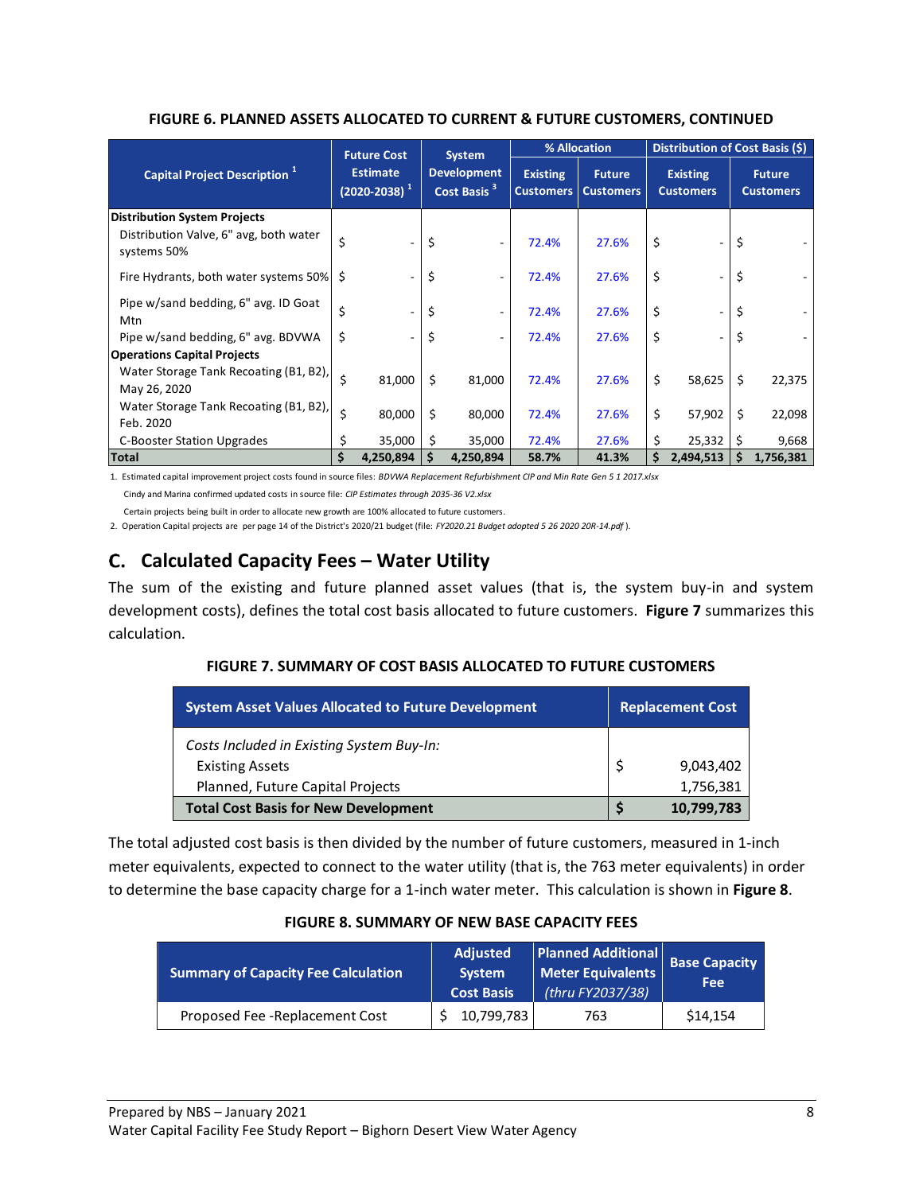**FIGURE 6. PLANNED ASSETS ALLOCATED TO CURRENT & FUTURE CUSTOMERS, CONTINUED**

| Capital Project Description [1] | Future Cost Estimate (2020-2038) [1] | System Development Cost Basis [3] | % Allocation | | Distribution of Cost Basis ($) | |
|---|---|---|---|---|---|---|
| | | | Existing Customers | Future Customers | Existing Customers | Future Customers |
| **Distribution System Projects** | | | | | | |
| Distribution Valve, 6" avg, both water systems 50% | $ - | $ - | 72.4% | 27.6% | $ - | $ - |
| Fire Hydrants, both water systems 50% | $ - | $ - | 72.4% | 27.6% | $ - | $ - |
| Pipe w/sand bedding, 6" avg. ID Goat Mtn | $ - | $ - | 72.4% | 27.6% | $ - | $ - |
| Pipe w/sand bedding, 6" avg. BDVWA | $ - | $ - | 72.4% | 27.6% | $ - | $ - |
| **Operations Capital Projects** | | | | | | |
| Water Storage Tank Recoating (B1, B2), May 26, 2020 | $ 81,000 | $ 81,000 | 72.4% | 27.6% | $ 58,625 | $ 22,375 |
| Water Storage Tank Recoating (B1, B2), Feb. 2020 | $ 80,000 | $ 80,000 | 72.4% | 27.6% | $ 57,902 | $ 22,098 |
| C-Booster Station Upgrades | $ 35,000 | $ 35,000 | 72.4% | 27.6% | $ 25,332 | $ 9,668 |
| **Total** | **$ 4,250,894** | **$ 4,250,894** | **58.7%** | **41.3%** | **$ 2,494,513** | **$ 1,756,381** |

1. Estimated capital improvement project costs found in source files: *BDVWA Replacement Refurbishment CIP and Min Rate Gen 5 1 2017.xlsx*

   Cindy and Marina confirmed updated costs in source file: *CIP Estimates through 2035-36 V2.xlsx*

   Certain projects being built in order to allocate new growth are 100% allocated to future customers.

2. Operation Capital projects are per page 14 of the District's 2020/21 budget (file: *FY2020.21 Budget adopted 5 26 2020 20R-14.pdf* ).

## C. Calculated Capacity Fees – Water Utility

The sum of the existing and future planned asset values (that is, the system buy-in and system development costs), defines the total cost basis allocated to future customers. **Figure 7** summarizes this calculation.

**FIGURE 7. SUMMARY OF COST BASIS ALLOCATED TO FUTURE CUSTOMERS**

| System Asset Values Allocated to Future Development | Replacement Cost |
|---|---|
| *Costs Included in Existing System Buy-In:* | |
| Existing Assets | $ 9,043,402 |
| Planned, Future Capital Projects | 1,756,381 |
| **Total Cost Basis for New Development** | **$ 10,799,783** |

The total adjusted cost basis is then divided by the number of future customers, measured in 1-inch meter equivalents, expected to connect to the water utility (that is, the 763 meter equivalents) in order to determine the base capacity charge for a 1-inch water meter. This calculation is shown in **Figure 8**.

**FIGURE 8. SUMMARY OF NEW BASE CAPACITY FEES**

| Summary of Capacity Fee Calculation | Adjusted System Cost Basis | Planned Additional Meter Equivalents *(thru FY2037/38)* | Base Capacity Fee |
|---|---|---|---|
| Proposed Fee -Replacement Cost | $ 10,799,783 | 763 | $14,154 |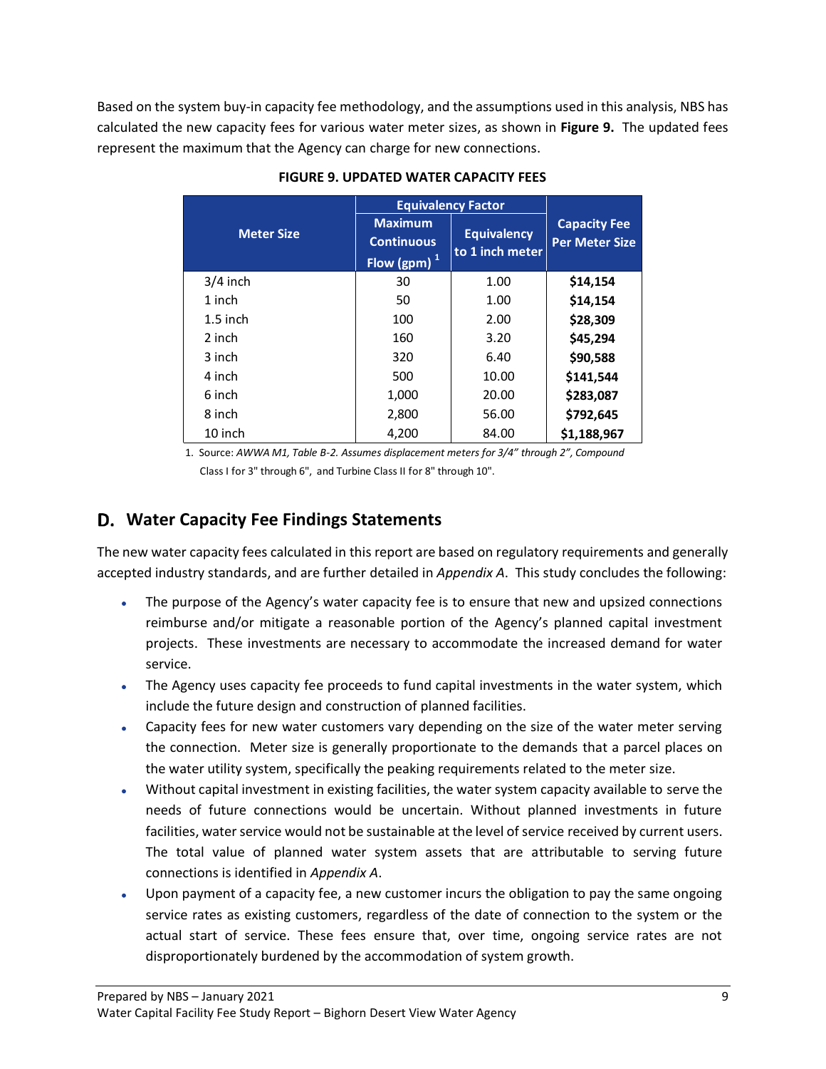Based on the system buy-in capacity fee methodology, and the assumptions used in this analysis, NBS has calculated the new capacity fees for various water meter sizes, as shown in **Figure 9.** The updated fees represent the maximum that the Agency can charge for new connections.

**FIGURE 9. UPDATED WATER CAPACITY FEES**

| Meter Size | Equivalency Factor | | Capacity Fee Per Meter Size |
|---|---|---|---|
| | Maximum Continuous Flow (gpm) [1] | Equivalency to 1 inch meter | |
| 3/4 inch | 30 | 1.00 | **$14,154** |
| 1 inch | 50 | 1.00 | **$14,154** |
| 1.5 inch | 100 | 2.00 | **$28,309** |
| 2 inch | 160 | 3.20 | **$45,294** |
| 3 inch | 320 | 6.40 | **$90,588** |
| 4 inch | 500 | 10.00 | **$141,544** |
| 6 inch | 1,000 | 20.00 | **$283,087** |
| 8 inch | 2,800 | 56.00 | **$792,645** |
| 10 inch | 4,200 | 84.00 | **$1,188,967** |

1. Source: *AWWA M1, Table B-2. Assumes displacement meters for 3/4" through 2", Compound* Class I for 3" through 6", and Turbine Class II for 8" through 10".

## D. Water Capacity Fee Findings Statements

The new water capacity fees calculated in this report are based on regulatory requirements and generally accepted industry standards, and are further detailed in *Appendix A*. This study concludes the following:

- The purpose of the Agency's water capacity fee is to ensure that new and upsized connections reimburse and/or mitigate a reasonable portion of the Agency's planned capital investment projects. These investments are necessary to accommodate the increased demand for water service.
- The Agency uses capacity fee proceeds to fund capital investments in the water system, which include the future design and construction of planned facilities.
- Capacity fees for new water customers vary depending on the size of the water meter serving the connection. Meter size is generally proportionate to the demands that a parcel places on the water utility system, specifically the peaking requirements related to the meter size.
- Without capital investment in existing facilities, the water system capacity available to serve the needs of future connections would be uncertain. Without planned investments in future facilities, water service would not be sustainable at the level of service received by current users. The total value of planned water system assets that are attributable to serving future connections is identified in *Appendix A*.
- Upon payment of a capacity fee, a new customer incurs the obligation to pay the same ongoing service rates as existing customers, regardless of the date of connection to the system or the actual start of service. These fees ensure that, over time, ongoing service rates are not disproportionately burdened by the accommodation of system growth.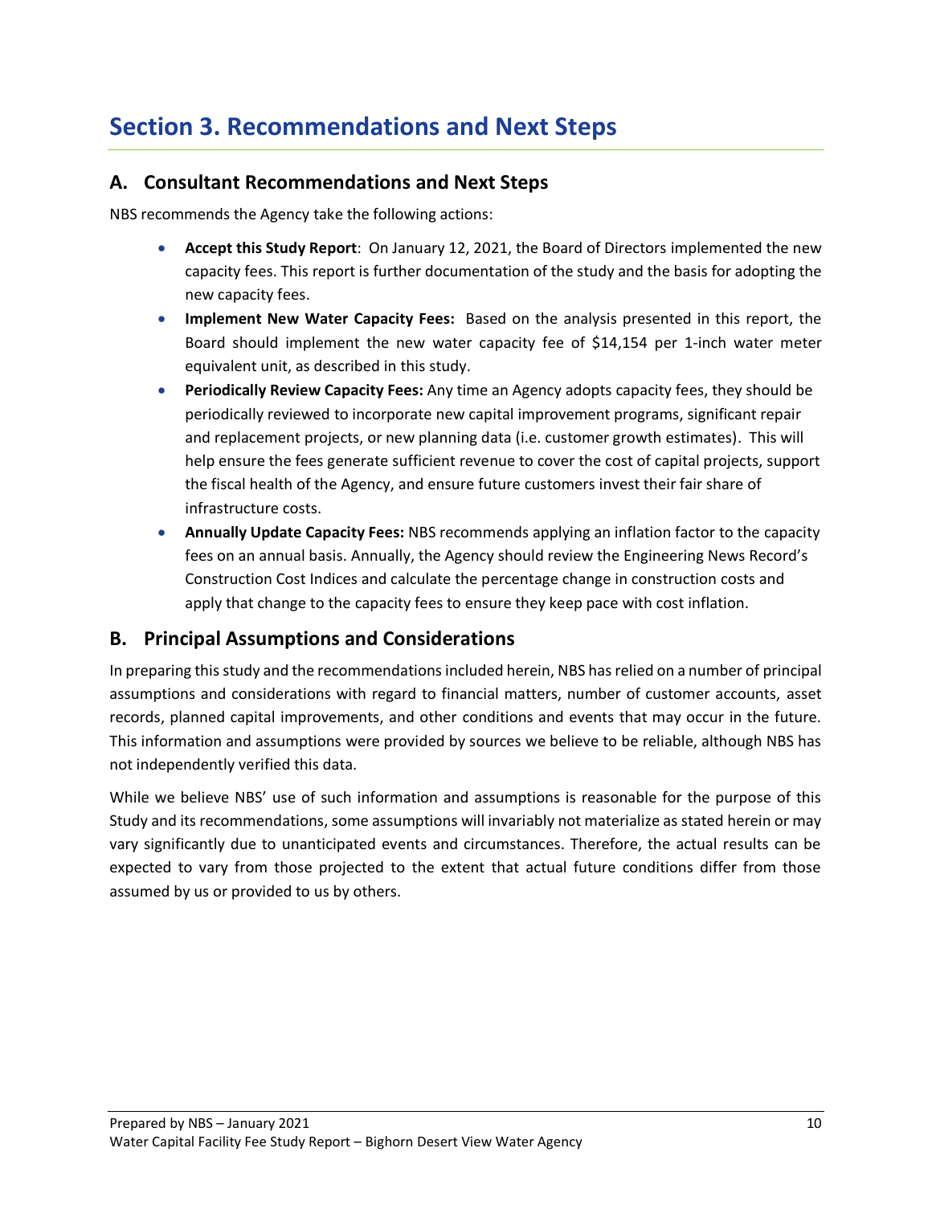# Section 3. Recommendations and Next Steps

## A. Consultant Recommendations and Next Steps

NBS recommends the Agency take the following actions:

- **Accept this Study Report**: On January 12, 2021, the Board of Directors implemented the new capacity fees. This report is further documentation of the study and the basis for adopting the new capacity fees.
- **Implement New Water Capacity Fees:** Based on the analysis presented in this report, the Board should implement the new water capacity fee of $14,154 per 1-inch water meter equivalent unit, as described in this study.
- **Periodically Review Capacity Fees:** Any time an Agency adopts capacity fees, they should be periodically reviewed to incorporate new capital improvement programs, significant repair and replacement projects, or new planning data (i.e. customer growth estimates). This will help ensure the fees generate sufficient revenue to cover the cost of capital projects, support the fiscal health of the Agency, and ensure future customers invest their fair share of infrastructure costs.
- **Annually Update Capacity Fees:** NBS recommends applying an inflation factor to the capacity fees on an annual basis. Annually, the Agency should review the Engineering News Record's Construction Cost Indices and calculate the percentage change in construction costs and apply that change to the capacity fees to ensure they keep pace with cost inflation.

## B. Principal Assumptions and Considerations

In preparing this study and the recommendations included herein, NBS has relied on a number of principal assumptions and considerations with regard to financial matters, number of customer accounts, asset records, planned capital improvements, and other conditions and events that may occur in the future. This information and assumptions were provided by sources we believe to be reliable, although NBS has not independently verified this data.

While we believe NBS' use of such information and assumptions is reasonable for the purpose of this Study and its recommendations, some assumptions will invariably not materialize as stated herein or may vary significantly due to unanticipated events and circumstances. Therefore, the actual results can be expected to vary from those projected to the extent that actual future conditions differ from those assumed by us or provided to us by others.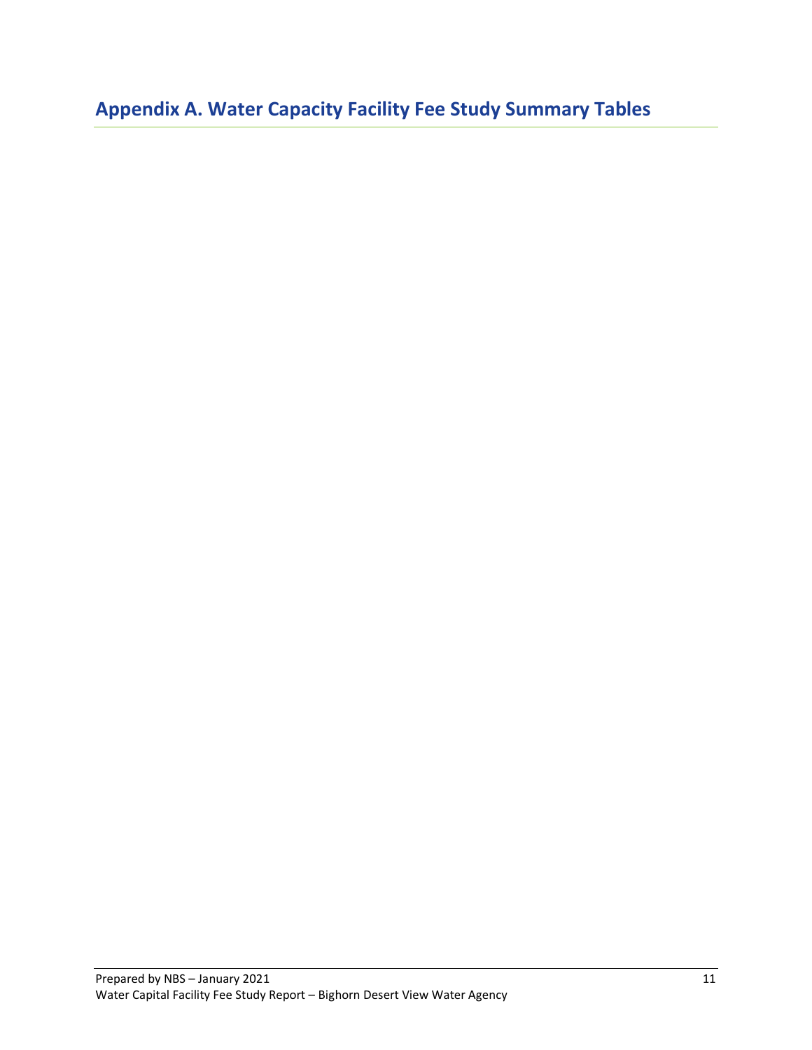# Appendix A. Water Capacity Facility Fee Study Summary Tables